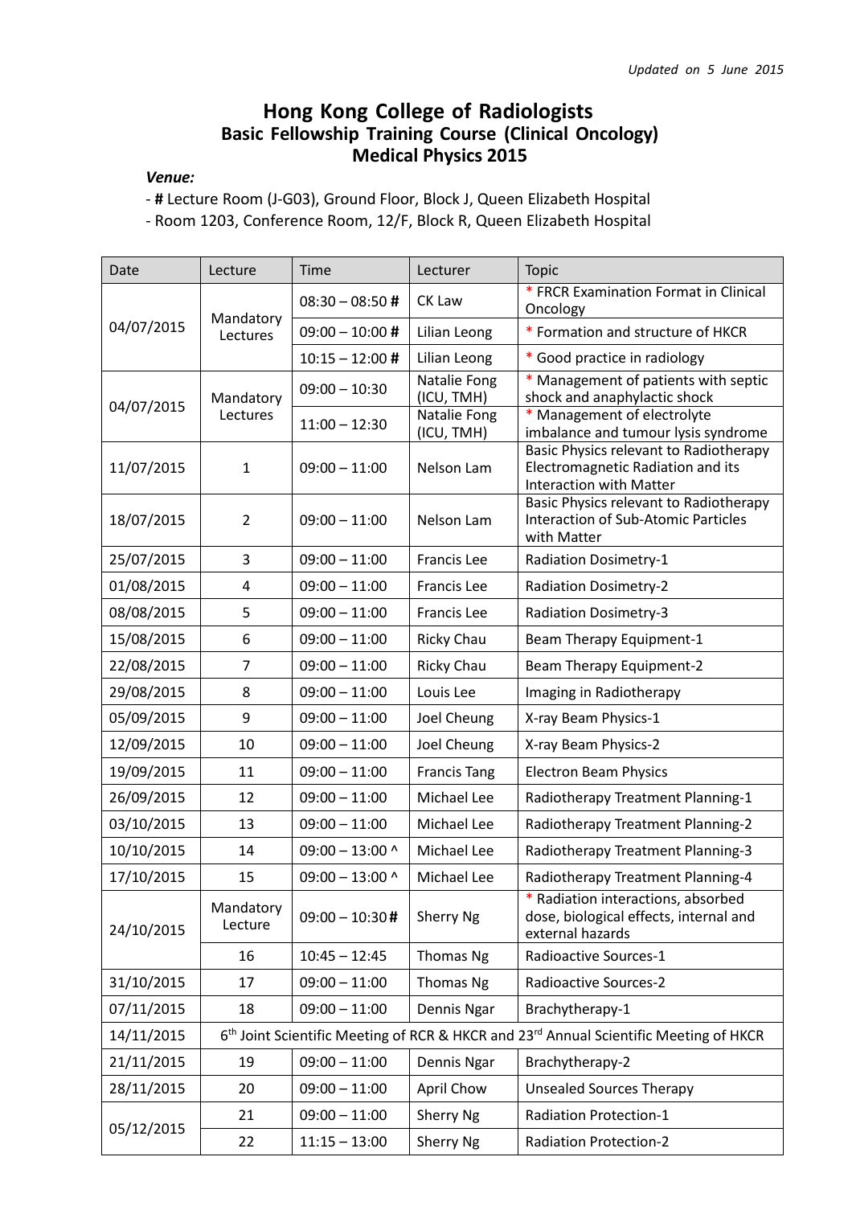*Updated on 5 June 2015*

# Hong Kong College of Radiologists
## Basic Fellowship Training Course (Clinical Oncology)
## Medical Physics 2015

***Venue:***

- **#** Lecture Room (J-G03), Ground Floor, Block J, Queen Elizabeth Hospital
- Room 1203, Conference Room, 12/F, Block R, Queen Elizabeth Hospital

| Date | Lecture | Time | Lecturer | Topic |
|---|---|---|---|---|
| 04/07/2015 | Mandatory Lectures | 08:30 – 08:50 **#** | CK Law | * FRCR Examination Format in Clinical Oncology |
| | | 09:00 – 10:00 **#** | Lilian Leong | * Formation and structure of HKCR |
| | | 10:15 – 12:00 **#** | Lilian Leong | * Good practice in radiology |
| 04/07/2015 | Mandatory Lectures | 09:00 – 10:30 | Natalie Fong (ICU, TMH) | * Management of patients with septic shock and anaphylactic shock |
| | | 11:00 – 12:30 | Natalie Fong (ICU, TMH) | * Management of electrolyte imbalance and tumour lysis syndrome |
| 11/07/2015 | 1 | 09:00 – 11:00 | Nelson Lam | Basic Physics relevant to Radiotherapy Electromagnetic Radiation and its Interaction with Matter |
| 18/07/2015 | 2 | 09:00 – 11:00 | Nelson Lam | Basic Physics relevant to Radiotherapy Interaction of Sub-Atomic Particles with Matter |
| 25/07/2015 | 3 | 09:00 – 11:00 | Francis Lee | Radiation Dosimetry-1 |
| 01/08/2015 | 4 | 09:00 – 11:00 | Francis Lee | Radiation Dosimetry-2 |
| 08/08/2015 | 5 | 09:00 – 11:00 | Francis Lee | Radiation Dosimetry-3 |
| 15/08/2015 | 6 | 09:00 – 11:00 | Ricky Chau | Beam Therapy Equipment-1 |
| 22/08/2015 | 7 | 09:00 – 11:00 | Ricky Chau | Beam Therapy Equipment-2 |
| 29/08/2015 | 8 | 09:00 – 11:00 | Louis Lee | Imaging in Radiotherapy |
| 05/09/2015 | 9 | 09:00 – 11:00 | Joel Cheung | X-ray Beam Physics-1 |
| 12/09/2015 | 10 | 09:00 – 11:00 | Joel Cheung | X-ray Beam Physics-2 |
| 19/09/2015 | 11 | 09:00 – 11:00 | Francis Tang | Electron Beam Physics |
| 26/09/2015 | 12 | 09:00 – 11:00 | Michael Lee | Radiotherapy Treatment Planning-1 |
| 03/10/2015 | 13 | 09:00 – 11:00 | Michael Lee | Radiotherapy Treatment Planning-2 |
| 10/10/2015 | 14 | 09:00 – 13:00 ^ | Michael Lee | Radiotherapy Treatment Planning-3 |
| 17/10/2015 | 15 | 09:00 – 13:00 ^ | Michael Lee | Radiotherapy Treatment Planning-4 |
| 24/10/2015 | Mandatory Lecture | 09:00 – 10:30 **#** | Sherry Ng | * Radiation interactions, absorbed dose, biological effects, internal and external hazards |
| | 16 | 10:45 – 12:45 | Thomas Ng | Radioactive Sources-1 |
| 31/10/2015 | 17 | 09:00 – 11:00 | Thomas Ng | Radioactive Sources-2 |
| 07/11/2015 | 18 | 09:00 – 11:00 | Dennis Ngar | Brachytherapy-1 |
| 14/11/2015 | 6th Joint Scientific Meeting of RCR & HKCR and 23rd Annual Scientific Meeting of HKCR | | | |
| 21/11/2015 | 19 | 09:00 – 11:00 | Dennis Ngar | Brachytherapy-2 |
| 28/11/2015 | 20 | 09:00 – 11:00 | April Chow | Unsealed Sources Therapy |
| 05/12/2015 | 21 | 09:00 – 11:00 | Sherry Ng | Radiation Protection-1 |
| | 22 | 11:15 – 13:00 | Sherry Ng | Radiation Protection-2 |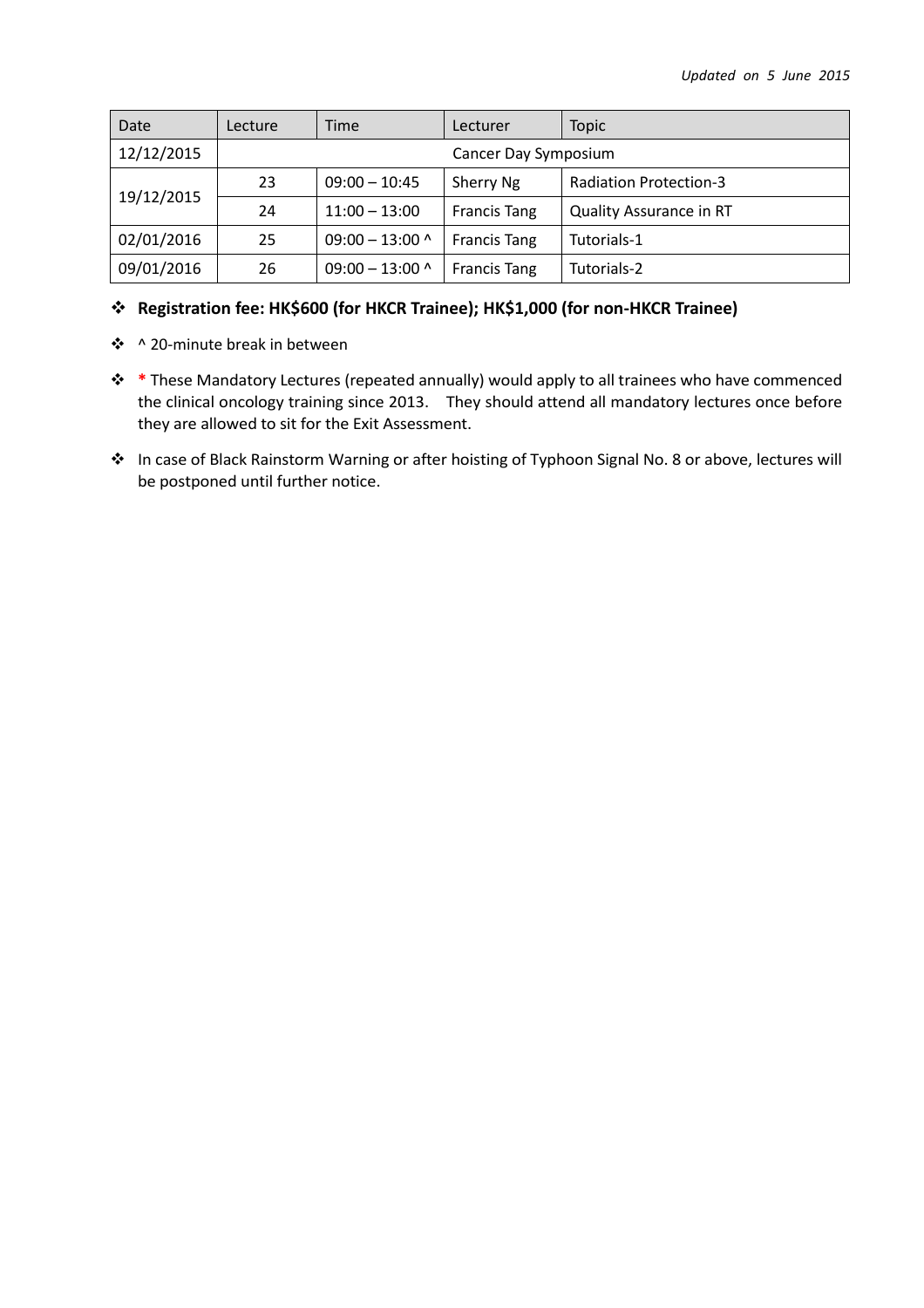*Updated on 5 June 2015*

| Date | Lecture | Time | Lecturer | Topic |
|---|---|---|---|---|
| 12/12/2015 | Cancer Day Symposium | | | |
| 19/12/2015 | 23 | 09:00 – 10:45 | Sherry Ng | Radiation Protection-3 |
| | 24 | 11:00 – 13:00 | Francis Tang | Quality Assurance in RT |
| 02/01/2016 | 25 | 09:00 – 13:00 ^ | Francis Tang | Tutorials-1 |
| 09/01/2016 | 26 | 09:00 – 13:00 ^ | Francis Tang | Tutorials-2 |

- **Registration fee: HK$600 (for HKCR Trainee); HK$1,000 (for non-HKCR Trainee)**
- ^ 20-minute break in between
- * These Mandatory Lectures (repeated annually) would apply to all trainees who have commenced the clinical oncology training since 2013. They should attend all mandatory lectures once before they are allowed to sit for the Exit Assessment.
- In case of Black Rainstorm Warning or after hoisting of Typhoon Signal No. 8 or above, lectures will be postponed until further notice.